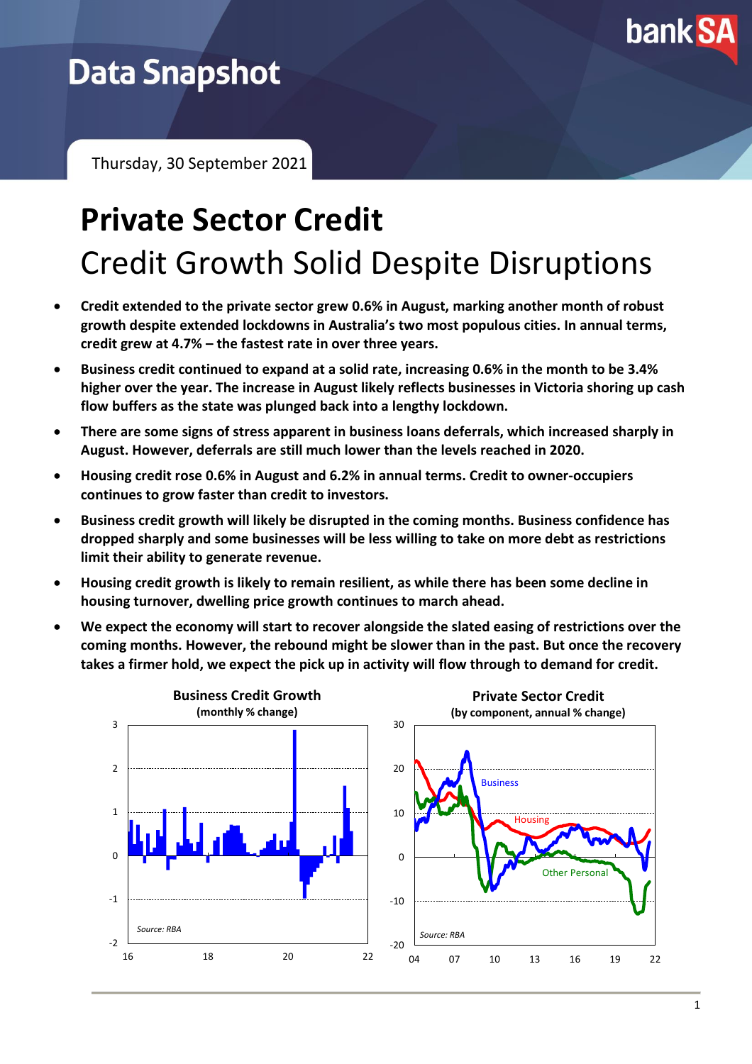Data Snapshot

Thursday, 30 September 2021

# Private Sector Credit

## Credit Growth Solid Despite Disruptions

- **Credit extended to the private sector grew 0.6% in August, marking another month of robust growth despite extended lockdowns in Australia's two most populous cities. In annual terms, credit grew at 4.7% – the fastest rate in over three years.**
- **Business credit continued to expand at a solid rate, increasing 0.6% in the month to be 3.4% higher over the year. The increase in August likely reflects businesses in Victoria shoring up cash flow buffers as the state was plunged back into a lengthy lockdown.**
- **There are some signs of stress apparent in business loans deferrals, which increased sharply in August. However, deferrals are still much lower than the levels reached in 2020.**
- **Housing credit rose 0.6% in August and 6.2% in annual terms. Credit to owner-occupiers continues to grow faster than credit to investors.**
- **Business credit growth will likely be disrupted in the coming months. Business confidence has dropped sharply and some businesses will be less willing to take on more debt as restrictions limit their ability to generate revenue.**
- **Housing credit growth is likely to remain resilient, as while there has been some decline in housing turnover, dwelling price growth continues to march ahead.**
- **We expect the economy will start to recover alongside the slated easing of restrictions over the coming months. However, the rebound might be slower than in the past. But once the recovery takes a firmer hold, we expect the pick up in activity will flow through to demand for credit.**

**Business Credit Growth**
(monthly % change)

Source: RBA

**Private Sector Credit**
(by component, annual % change)

Source: RBA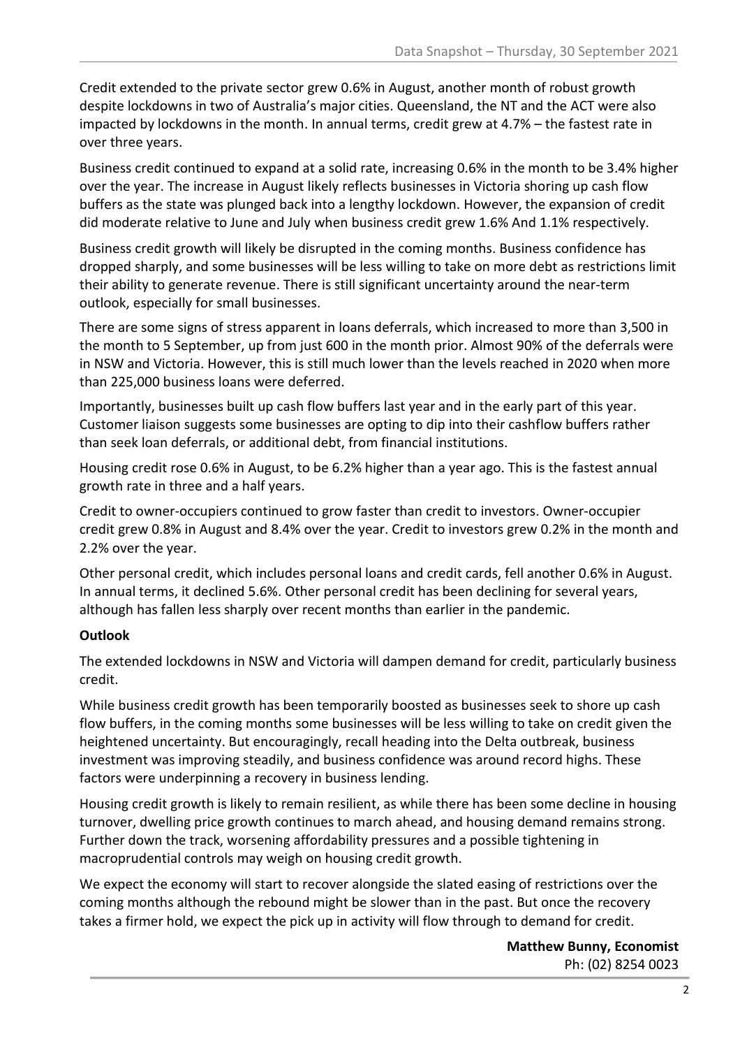Credit extended to the private sector grew 0.6% in August, another month of robust growth despite lockdowns in two of Australia's major cities. Queensland, the NT and the ACT were also impacted by lockdowns in the month. In annual terms, credit grew at 4.7% – the fastest rate in over three years.

Business credit continued to expand at a solid rate, increasing 0.6% in the month to be 3.4% higher over the year. The increase in August likely reflects businesses in Victoria shoring up cash flow buffers as the state was plunged back into a lengthy lockdown. However, the expansion of credit did moderate relative to June and July when business credit grew 1.6% And 1.1% respectively.

Business credit growth will likely be disrupted in the coming months. Business confidence has dropped sharply, and some businesses will be less willing to take on more debt as restrictions limit their ability to generate revenue. There is still significant uncertainty around the near-term outlook, especially for small businesses.

There are some signs of stress apparent in loans deferrals, which increased to more than 3,500 in the month to 5 September, up from just 600 in the month prior. Almost 90% of the deferrals were in NSW and Victoria. However, this is still much lower than the levels reached in 2020 when more than 225,000 business loans were deferred.

Importantly, businesses built up cash flow buffers last year and in the early part of this year. Customer liaison suggests some businesses are opting to dip into their cashflow buffers rather than seek loan deferrals, or additional debt, from financial institutions.

Housing credit rose 0.6% in August, to be 6.2% higher than a year ago. This is the fastest annual growth rate in three and a half years.

Credit to owner-occupiers continued to grow faster than credit to investors. Owner-occupier credit grew 0.8% in August and 8.4% over the year. Credit to investors grew 0.2% in the month and 2.2% over the year.

Other personal credit, which includes personal loans and credit cards, fell another 0.6% in August. In annual terms, it declined 5.6%. Other personal credit has been declining for several years, although has fallen less sharply over recent months than earlier in the pandemic.

**Outlook**

The extended lockdowns in NSW and Victoria will dampen demand for credit, particularly business credit.

While business credit growth has been temporarily boosted as businesses seek to shore up cash flow buffers, in the coming months some businesses will be less willing to take on credit given the heightened uncertainty. But encouragingly, recall heading into the Delta outbreak, business investment was improving steadily, and business confidence was around record highs. These factors were underpinning a recovery in business lending.

Housing credit growth is likely to remain resilient, as while there has been some decline in housing turnover, dwelling price growth continues to march ahead, and housing demand remains strong. Further down the track, worsening affordability pressures and a possible tightening in macroprudential controls may weigh on housing credit growth.

We expect the economy will start to recover alongside the slated easing of restrictions over the coming months although the rebound might be slower than in the past. But once the recovery takes a firmer hold, we expect the pick up in activity will flow through to demand for credit.

**Matthew Bunny, Economist**
Ph: (02) 8254 0023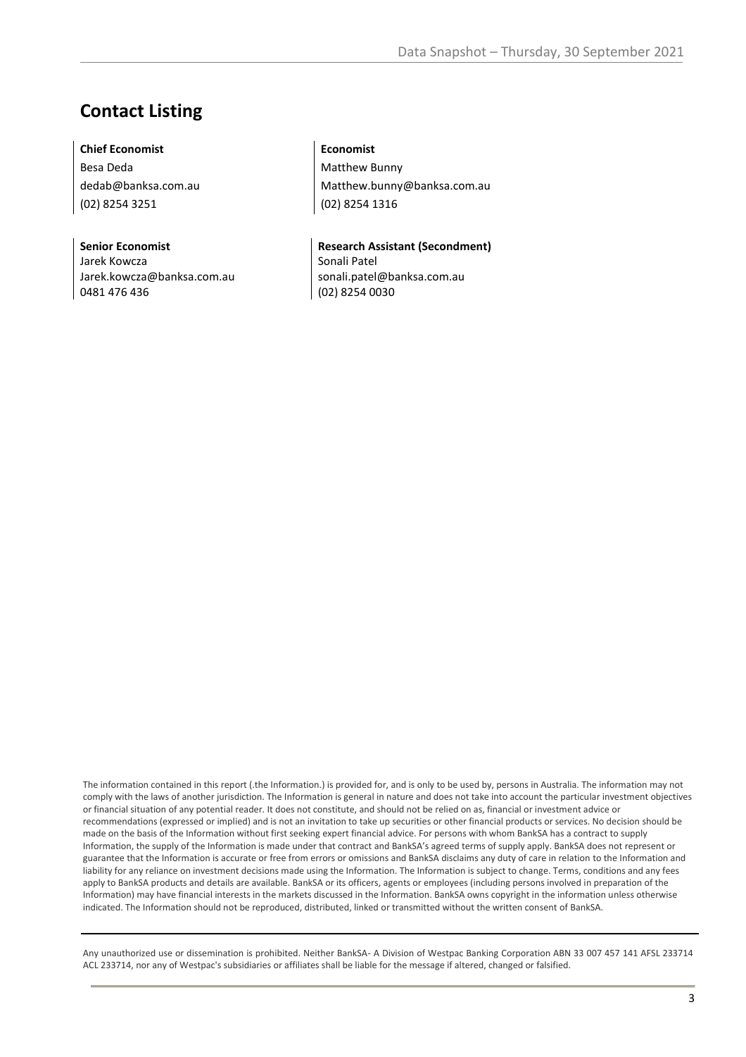## Contact Listing

**Chief Economist**
Besa Deda
dedab@banksa.com.au
(02) 8254 3251

**Economist**
Matthew Bunny
Matthew.bunny@banksa.com.au
(02) 8254 1316

**Senior Economist**
Jarek Kowcza
Jarek.kowcza@banksa.com.au
0481 476 436

**Research Assistant (Secondment)**
Sonali Patel
sonali.patel@banksa.com.au
(02) 8254 0030

The information contained in this report (.the Information.) is provided for, and is only to be used by, persons in Australia. The information may not comply with the laws of another jurisdiction. The Information is general in nature and does not take into account the particular investment objectives or financial situation of any potential reader. It does not constitute, and should not be relied on as, financial or investment advice or recommendations (expressed or implied) and is not an invitation to take up securities or other financial products or services. No decision should be made on the basis of the Information without first seeking expert financial advice. For persons with whom BankSA has a contract to supply Information, the supply of the Information is made under that contract and BankSA's agreed terms of supply apply. BankSA does not represent or guarantee that the Information is accurate or free from errors or omissions and BankSA disclaims any duty of care in relation to the Information and liability for any reliance on investment decisions made using the Information. The Information is subject to change. Terms, conditions and any fees apply to BankSA products and details are available. BankSA or its officers, agents or employees (including persons involved in preparation of the Information) may have financial interests in the markets discussed in the Information. BankSA owns copyright in the information unless otherwise indicated. The Information should not be reproduced, distributed, linked or transmitted without the written consent of BankSA.

Any unauthorized use or dissemination is prohibited. Neither BankSA- A Division of Westpac Banking Corporation ABN 33 007 457 141 AFSL 233714 ACL 233714, nor any of Westpac's subsidiaries or affiliates shall be liable for the message if altered, changed or falsified.